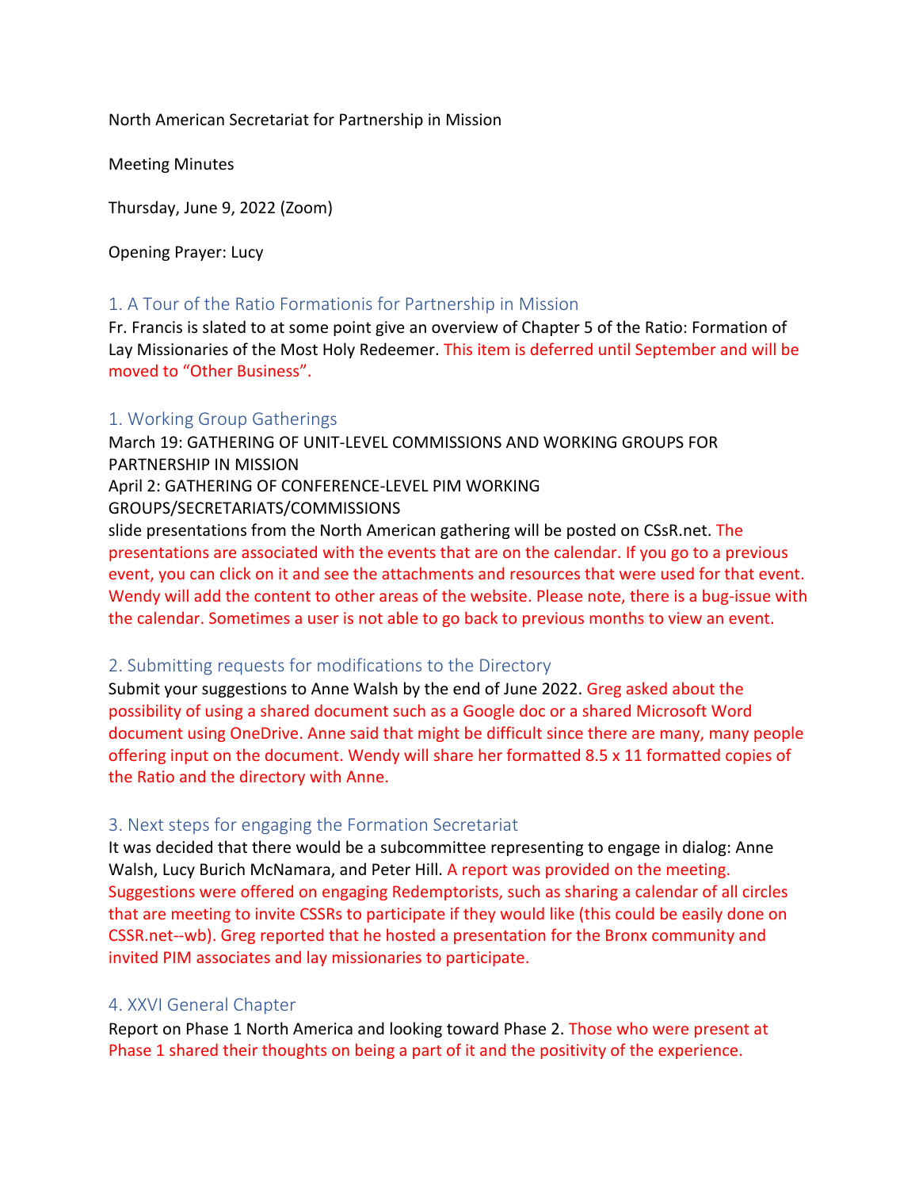North American Secretariat for Partnership in Mission

Meeting Minutes

Thursday, June 9, 2022 (Zoom)

Opening Prayer: Lucy

## 1. A Tour of the Ratio Formationis for Partnership in Mission

Fr. Francis is slated to at some point give an overview of Chapter 5 of the Ratio: Formation of Lay Missionaries of the Most Holy Redeemer. This item is deferred until September and will be moved to "Other Business".

## 1. Working Group Gatherings

March 19: GATHERING OF UNIT-LEVEL COMMISSIONS AND WORKING GROUPS FOR PARTNERSHIP IN MISSION

April 2: GATHERING OF CONFERENCE-LEVEL PIM WORKING GROUPS/SECRETARIATS/COMMISSIONS

slide presentations from the North American gathering will be posted on CSsR.net. The presentations are associated with the events that are on the calendar. If you go to a previous event, you can click on it and see the attachments and resources that were used for that event. Wendy will add the content to other areas of the website. Please note, there is a bug-issue with the calendar. Sometimes a user is not able to go back to previous months to view an event.

## 2. Submitting requests for modifications to the Directory

Submit your suggestions to Anne Walsh by the end of June 2022. Greg asked about the possibility of using a shared document such as a Google doc or a shared Microsoft Word document using OneDrive. Anne said that might be difficult since there are many, many people offering input on the document. Wendy will share her formatted 8.5 x 11 formatted copies of the Ratio and the directory with Anne.

## 3. Next steps for engaging the Formation Secretariat

It was decided that there would be a subcommittee representing to engage in dialog: Anne Walsh, Lucy Burich McNamara, and Peter Hill. A report was provided on the meeting. Suggestions were offered on engaging Redemptorists, such as sharing a calendar of all circles that are meeting to invite CSSRs to participate if they would like (this could be easily done on CSSR.net--wb). Greg reported that he hosted a presentation for the Bronx community and invited PIM associates and lay missionaries to participate.

## 4. XXVI General Chapter

Report on Phase 1 North America and looking toward Phase 2. Those who were present at Phase 1 shared their thoughts on being a part of it and the positivity of the experience.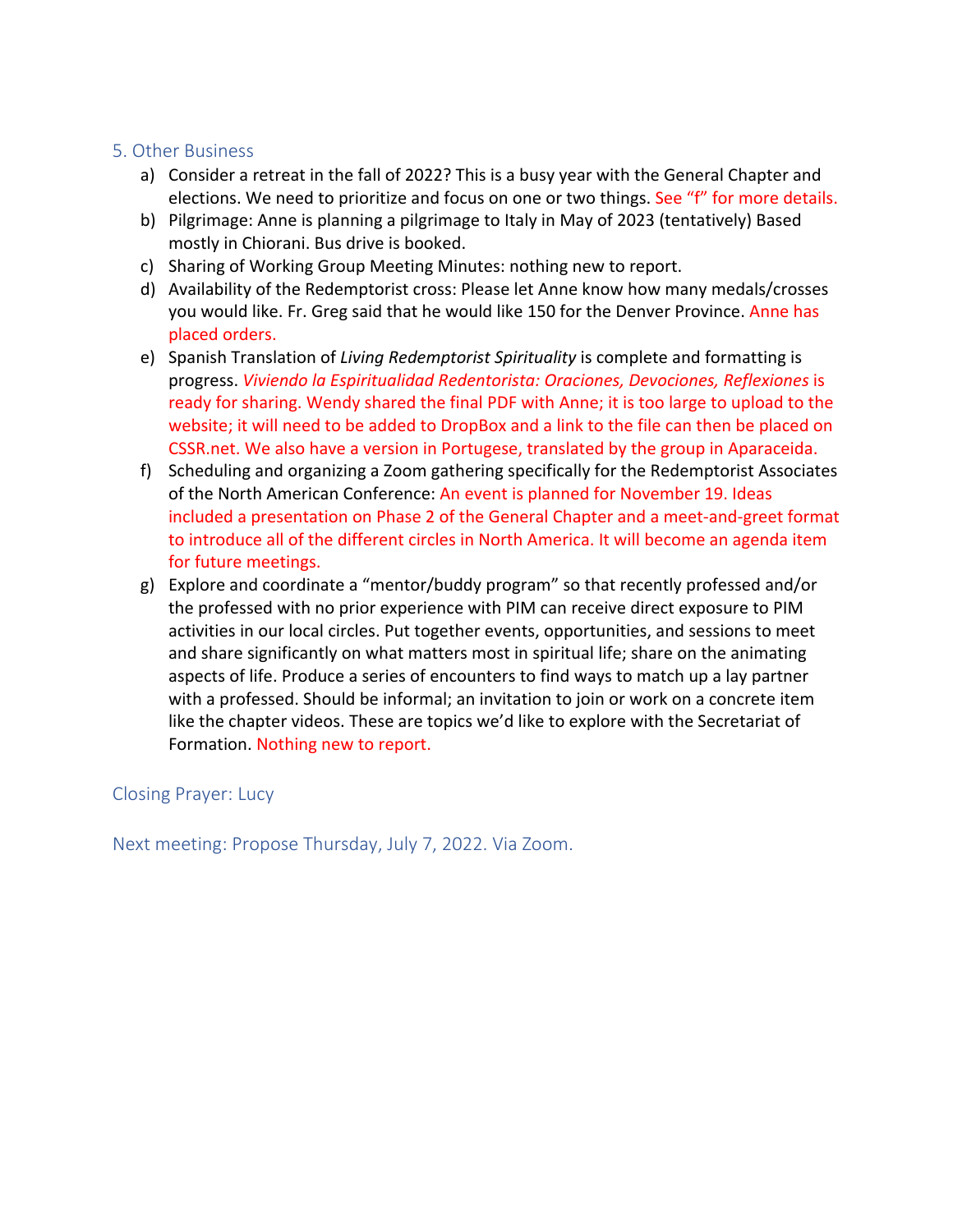## 5. Other Business

a) Consider a retreat in the fall of 2022? This is a busy year with the General Chapter and elections. We need to prioritize and focus on one or two things. See "f" for more details.

b) Pilgrimage: Anne is planning a pilgrimage to Italy in May of 2023 (tentatively) Based mostly in Chiorani. Bus drive is booked.

c) Sharing of Working Group Meeting Minutes: nothing new to report.

d) Availability of the Redemptorist cross: Please let Anne know how many medals/crosses you would like. Fr. Greg said that he would like 150 for the Denver Province. Anne has placed orders.

e) Spanish Translation of *Living Redemptorist Spirituality* is complete and formatting is progress. *Viviendo la Espiritualidad Redentorista: Oraciones, Devociones, Reflexiones* is ready for sharing. Wendy shared the final PDF with Anne; it is too large to upload to the website; it will need to be added to DropBox and a link to the file can then be placed on CSSR.net. We also have a version in Portugese, translated by the group in Aparaceida.

f) Scheduling and organizing a Zoom gathering specifically for the Redemptorist Associates of the North American Conference: An event is planned for November 19. Ideas included a presentation on Phase 2 of the General Chapter and a meet-and-greet format to introduce all of the different circles in North America. It will become an agenda item for future meetings.

g) Explore and coordinate a "mentor/buddy program" so that recently professed and/or the professed with no prior experience with PIM can receive direct exposure to PIM activities in our local circles. Put together events, opportunities, and sessions to meet and share significantly on what matters most in spiritual life; share on the animating aspects of life. Produce a series of encounters to find ways to match up a lay partner with a professed. Should be informal; an invitation to join or work on a concrete item like the chapter videos. These are topics we'd like to explore with the Secretariat of Formation. Nothing new to report.

Closing Prayer: Lucy

Next meeting: Propose Thursday, July 7, 2022. Via Zoom.